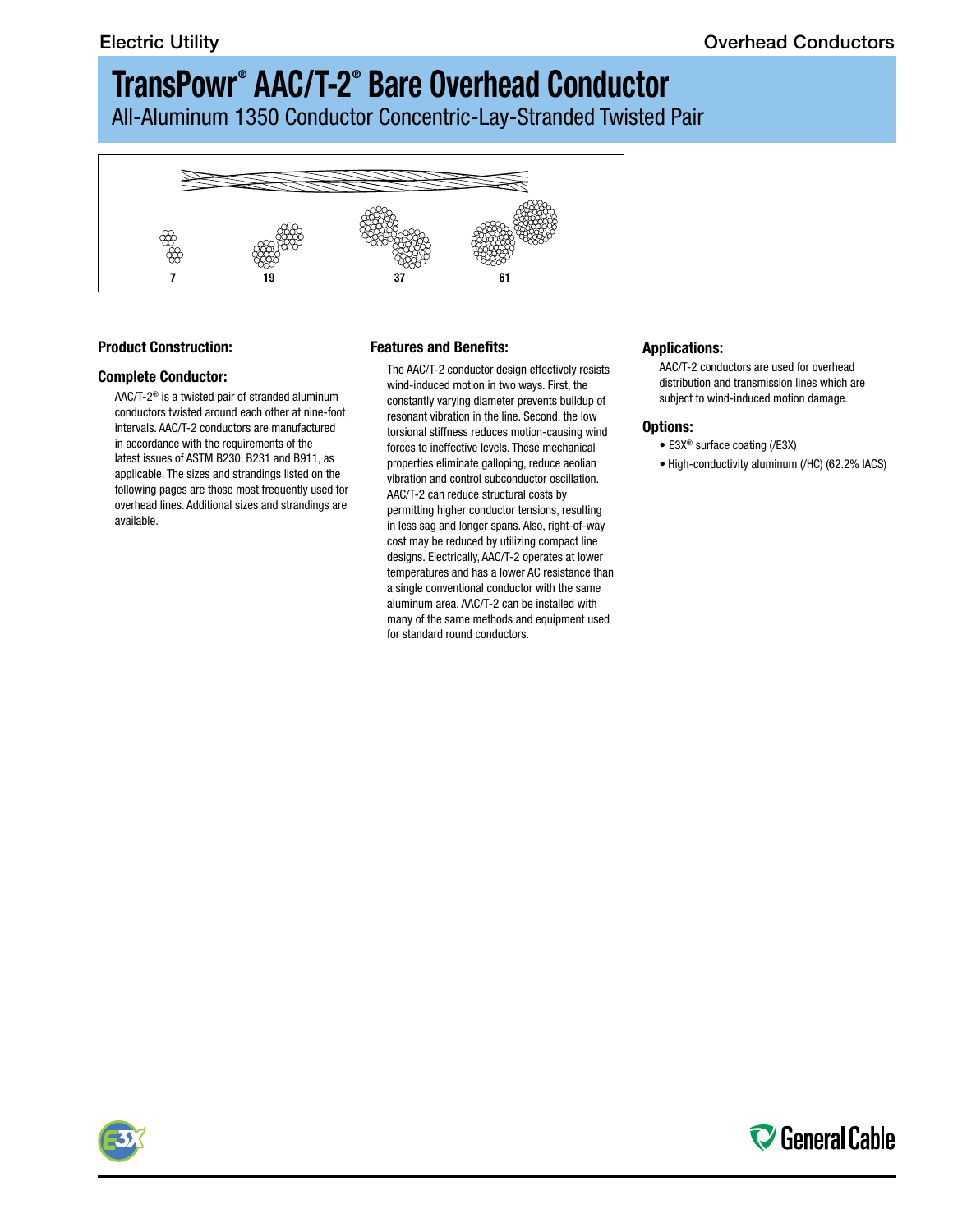# TransPowr® AAC/T-2® Bare Overhead Conductor

All-Aluminum 1350 Conductor Concentric-Lay-Stranded Twisted Pair

7 19 37 61

## Product Construction:

### Complete Conductor:

AAC/T-2® is a twisted pair of stranded aluminum conductors twisted around each other at nine-foot intervals. AAC/T-2 conductors are manufactured in accordance with the requirements of the latest issues of ASTM B230, B231 and B911, as applicable. The sizes and strandings listed on the following pages are those most frequently used for overhead lines. Additional sizes and strandings are available.

## Features and Benefits:

The AAC/T-2 conductor design effectively resists wind-induced motion in two ways. First, the constantly varying diameter prevents buildup of resonant vibration in the line. Second, the low torsional stiffness reduces motion-causing wind forces to ineffective levels. These mechanical properties eliminate galloping, reduce aeolian vibration and control subconductor oscillation. AAC/T-2 can reduce structural costs by permitting higher conductor tensions, resulting in less sag and longer spans. Also, right-of-way cost may be reduced by utilizing compact line designs. Electrically, AAC/T-2 operates at lower temperatures and has a lower AC resistance than a single conventional conductor with the same aluminum area. AAC/T-2 can be installed with many of the same methods and equipment used for standard round conductors.

## Applications:

AAC/T-2 conductors are used for overhead distribution and transmission lines which are subject to wind-induced motion damage.

## Options:

- E3X® surface coating (/E3X)
- High-conductivity aluminum (/HC) (62.2% IACS)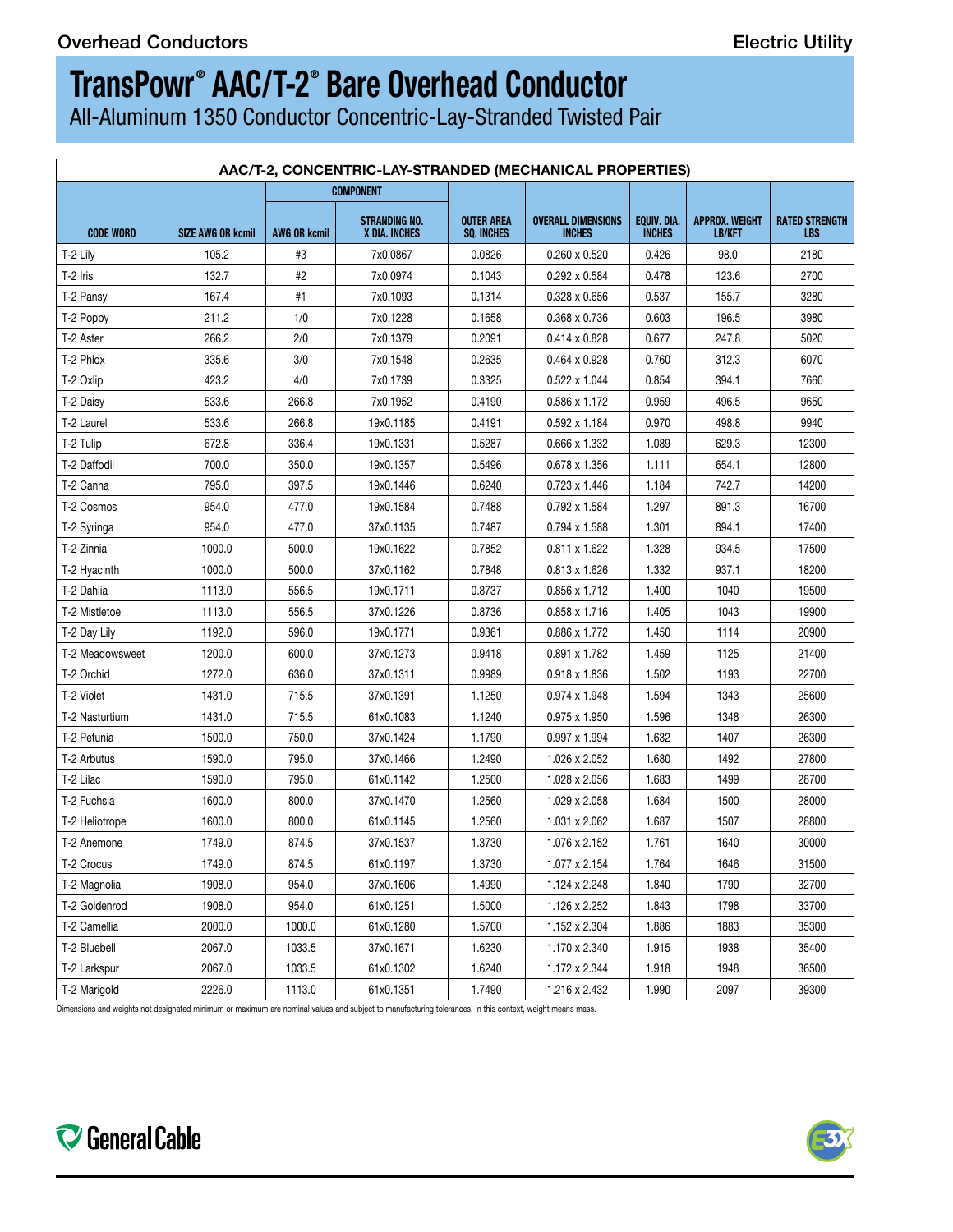# TransPowr® AAC/T-2® Bare Overhead Conductor

All-Aluminum 1350 Conductor Concentric-Lay-Stranded Twisted Pair

| AAC/T-2, CONCENTRIC-LAY-STRANDED (MECHANICAL PROPERTIES) | | | | | | | | |
|---|---|---|---|---|---|---|---|---|
| | | COMPONENT | | | | | | |
| CODE WORD | SIZE AWG OR kcmil | AWG OR kcmil | STRANDING NO. X DIA. INCHES | OUTER AREA SQ. INCHES | OVERALL DIMENSIONS INCHES | EQUIV. DIA. INCHES | APPROX. WEIGHT LB/KFT | RATED STRENGTH LBS |
| T-2 Lily | 105.2 | #3 | 7x0.0867 | 0.0826 | 0.260 x 0.520 | 0.426 | 98.0 | 2180 |
| T-2 Iris | 132.7 | #2 | 7x0.0974 | 0.1043 | 0.292 x 0.584 | 0.478 | 123.6 | 2700 |
| T-2 Pansy | 167.4 | #1 | 7x0.1093 | 0.1314 | 0.328 x 0.656 | 0.537 | 155.7 | 3280 |
| T-2 Poppy | 211.2 | 1/0 | 7x0.1228 | 0.1658 | 0.368 x 0.736 | 0.603 | 196.5 | 3980 |
| T-2 Aster | 266.2 | 2/0 | 7x0.1379 | 0.2091 | 0.414 x 0.828 | 0.677 | 247.8 | 5020 |
| T-2 Phlox | 335.6 | 3/0 | 7x0.1548 | 0.2635 | 0.464 x 0.928 | 0.760 | 312.3 | 6070 |
| T-2 Oxlip | 423.2 | 4/0 | 7x0.1739 | 0.3325 | 0.522 x 1.044 | 0.854 | 394.1 | 7660 |
| T-2 Daisy | 533.6 | 266.8 | 7x0.1952 | 0.4190 | 0.586 x 1.172 | 0.959 | 496.5 | 9650 |
| T-2 Laurel | 533.6 | 266.8 | 19x0.1185 | 0.4191 | 0.592 x 1.184 | 0.970 | 498.8 | 9940 |
| T-2 Tulip | 672.8 | 336.4 | 19x0.1331 | 0.5287 | 0.666 x 1.332 | 1.089 | 629.3 | 12300 |
| T-2 Daffodil | 700.0 | 350.0 | 19x0.1357 | 0.5496 | 0.678 x 1.356 | 1.111 | 654.1 | 12800 |
| T-2 Canna | 795.0 | 397.5 | 19x0.1446 | 0.6240 | 0.723 x 1.446 | 1.184 | 742.7 | 14200 |
| T-2 Cosmos | 954.0 | 477.0 | 19x0.1584 | 0.7488 | 0.792 x 1.584 | 1.297 | 891.3 | 16700 |
| T-2 Syringa | 954.0 | 477.0 | 37x0.1135 | 0.7487 | 0.794 x 1.588 | 1.301 | 894.1 | 17400 |
| T-2 Zinnia | 1000.0 | 500.0 | 19x0.1622 | 0.7852 | 0.811 x 1.622 | 1.328 | 934.5 | 17500 |
| T-2 Hyacinth | 1000.0 | 500.0 | 37x0.1162 | 0.7848 | 0.813 x 1.626 | 1.332 | 937.1 | 18200 |
| T-2 Dahlia | 1113.0 | 556.5 | 19x0.1711 | 0.8737 | 0.856 x 1.712 | 1.400 | 1040 | 19500 |
| T-2 Mistletoe | 1113.0 | 556.5 | 37x0.1226 | 0.8736 | 0.858 x 1.716 | 1.405 | 1043 | 19900 |
| T-2 Day Lily | 1192.0 | 596.0 | 19x0.1771 | 0.9361 | 0.886 x 1.772 | 1.450 | 1114 | 20900 |
| T-2 Meadowsweet | 1200.0 | 600.0 | 37x0.1273 | 0.9418 | 0.891 x 1.782 | 1.459 | 1125 | 21400 |
| T-2 Orchid | 1272.0 | 636.0 | 37x0.1311 | 0.9989 | 0.918 x 1.836 | 1.502 | 1193 | 22700 |
| T-2 Violet | 1431.0 | 715.5 | 37x0.1391 | 1.1250 | 0.974 x 1.948 | 1.594 | 1343 | 25600 |
| T-2 Nasturtium | 1431.0 | 715.5 | 61x0.1083 | 1.1240 | 0.975 x 1.950 | 1.596 | 1348 | 26300 |
| T-2 Petunia | 1500.0 | 750.0 | 37x0.1424 | 1.1790 | 0.997 x 1.994 | 1.632 | 1407 | 26300 |
| T-2 Arbutus | 1590.0 | 795.0 | 37x0.1466 | 1.2490 | 1.026 x 2.052 | 1.680 | 1492 | 27800 |
| T-2 Lilac | 1590.0 | 795.0 | 61x0.1142 | 1.2500 | 1.028 x 2.056 | 1.683 | 1499 | 28700 |
| T-2 Fuchsia | 1600.0 | 800.0 | 37x0.1470 | 1.2560 | 1.029 x 2.058 | 1.684 | 1500 | 28000 |
| T-2 Heliotrope | 1600.0 | 800.0 | 61x0.1145 | 1.2560 | 1.031 x 2.062 | 1.687 | 1507 | 28800 |
| T-2 Anemone | 1749.0 | 874.5 | 37x0.1537 | 1.3730 | 1.076 x 2.152 | 1.761 | 1640 | 30000 |
| T-2 Crocus | 1749.0 | 874.5 | 61x0.1197 | 1.3730 | 1.077 x 2.154 | 1.764 | 1646 | 31500 |
| T-2 Magnolia | 1908.0 | 954.0 | 37x0.1606 | 1.4990 | 1.124 x 2.248 | 1.840 | 1790 | 32700 |
| T-2 Goldenrod | 1908.0 | 954.0 | 61x0.1251 | 1.5000 | 1.126 x 2.252 | 1.843 | 1798 | 33700 |
| T-2 Camellia | 2000.0 | 1000.0 | 61x0.1280 | 1.5700 | 1.152 x 2.304 | 1.886 | 1883 | 35300 |
| T-2 Bluebell | 2067.0 | 1033.5 | 37x0.1671 | 1.6230 | 1.170 x 2.340 | 1.915 | 1938 | 35400 |
| T-2 Larkspur | 2067.0 | 1033.5 | 61x0.1302 | 1.6240 | 1.172 x 2.344 | 1.918 | 1948 | 36500 |
| T-2 Marigold | 2226.0 | 1113.0 | 61x0.1351 | 1.7490 | 1.216 x 2.432 | 1.990 | 2097 | 39300 |

Dimensions and weights not designated minimum or maximum are nominal values and subject to manufacturing tolerances. In this context, weight means mass.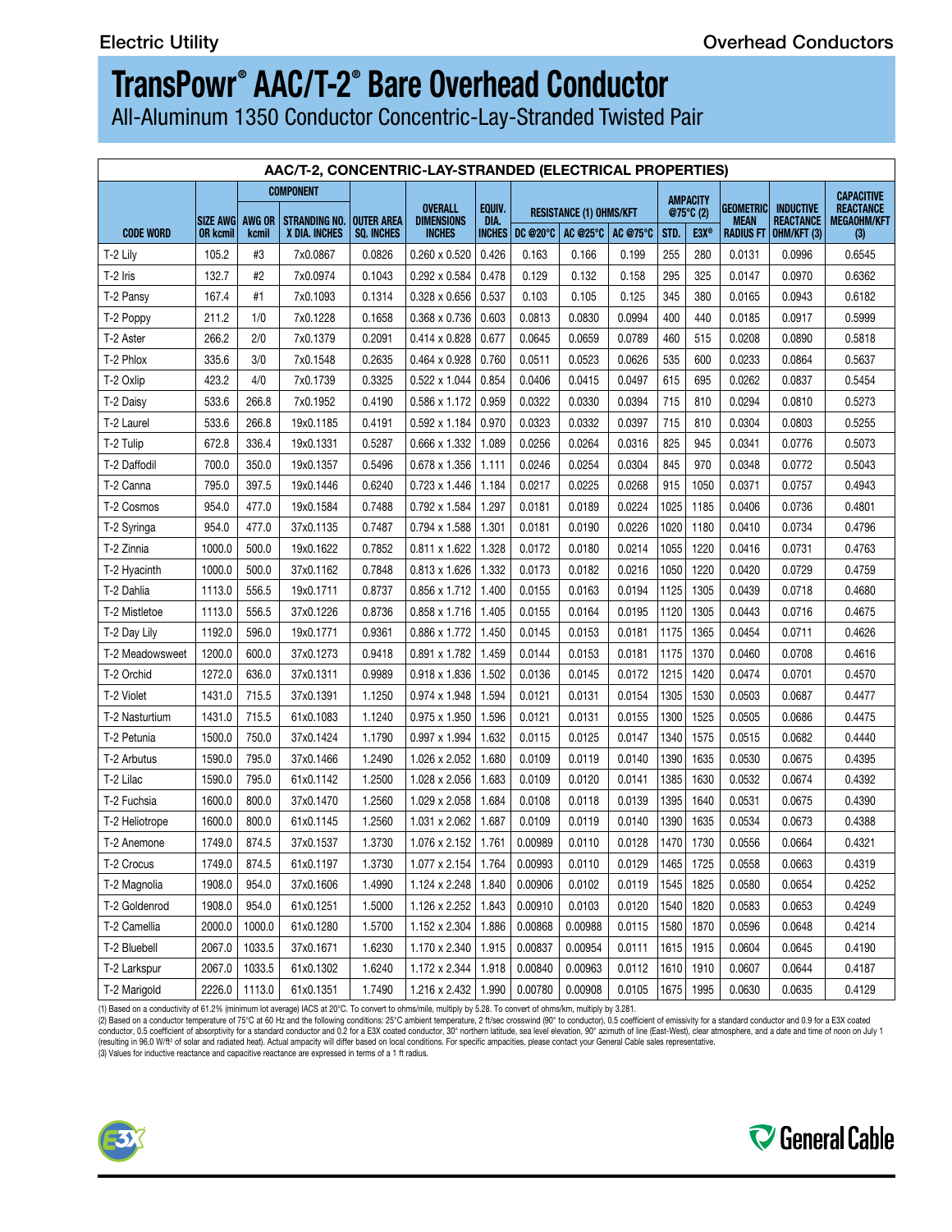# TransPowr® AAC/T-2® Bare Overhead Conductor

All-Aluminum 1350 Conductor Concentric-Lay-Stranded Twisted Pair

**AAC/T-2, CONCENTRIC-LAY-STRANDED (ELECTRICAL PROPERTIES)**

| CODE WORD | SIZE AWG OR kcmil | COMPONENT | | OUTER AREA SQ. INCHES | OVERALL DIMENSIONS INCHES | EQUIV. DIA. INCHES | RESISTANCE (1) OHMS/KFT | | | AMPACITY @75°C (2) | | GEOMETRIC MEAN RADIUS FT | INDUCTIVE REACTANCE OHM/KFT (3) | CAPACITIVE REACTANCE MEGAOHM/KFT (3) |
|---|---|---|---|---|---|---|---|---|---|---|---|---|---|---|
| | | AWG OR kcmil | STRANDING NO. X DIA. INCHES | | | | DC @20°C | AC @25°C | AC @75°C | STD. | E3X® | | | |
| T-2 Lily | 105.2 | #3 | 7x0.0867 | 0.0826 | 0.260 x 0.520 | 0.426 | 0.163 | 0.166 | 0.199 | 255 | 280 | 0.0131 | 0.0996 | 0.6545 |
| T-2 Iris | 132.7 | #2 | 7x0.0974 | 0.1043 | 0.292 x 0.584 | 0.478 | 0.129 | 0.132 | 0.158 | 295 | 325 | 0.0147 | 0.0970 | 0.6362 |
| T-2 Pansy | 167.4 | #1 | 7x0.1093 | 0.1314 | 0.328 x 0.656 | 0.537 | 0.103 | 0.105 | 0.125 | 345 | 380 | 0.0165 | 0.0943 | 0.6182 |
| T-2 Poppy | 211.2 | 1/0 | 7x0.1228 | 0.1658 | 0.368 x 0.736 | 0.603 | 0.0813 | 0.0830 | 0.0994 | 400 | 440 | 0.0185 | 0.0917 | 0.5999 |
| T-2 Aster | 266.2 | 2/0 | 7x0.1379 | 0.2091 | 0.414 x 0.828 | 0.677 | 0.0645 | 0.0659 | 0.0789 | 460 | 515 | 0.0208 | 0.0890 | 0.5818 |
| T-2 Phlox | 335.6 | 3/0 | 7x0.1548 | 0.2635 | 0.464 x 0.928 | 0.760 | 0.0511 | 0.0523 | 0.0626 | 535 | 600 | 0.0233 | 0.0864 | 0.5637 |
| T-2 Oxlip | 423.2 | 4/0 | 7x0.1739 | 0.3325 | 0.522 x 1.044 | 0.854 | 0.0406 | 0.0415 | 0.0497 | 615 | 695 | 0.0262 | 0.0837 | 0.5454 |
| T-2 Daisy | 533.6 | 266.8 | 7x0.1952 | 0.4190 | 0.586 x 1.172 | 0.959 | 0.0322 | 0.0330 | 0.0394 | 715 | 810 | 0.0294 | 0.0810 | 0.5273 |
| T-2 Laurel | 533.6 | 266.8 | 19x0.1185 | 0.4191 | 0.592 x 1.184 | 0.970 | 0.0323 | 0.0332 | 0.0397 | 715 | 810 | 0.0304 | 0.0803 | 0.5255 |
| T-2 Tulip | 672.8 | 336.4 | 19x0.1331 | 0.5287 | 0.666 x 1.332 | 1.089 | 0.0256 | 0.0264 | 0.0316 | 825 | 945 | 0.0341 | 0.0776 | 0.5073 |
| T-2 Daffodil | 700.0 | 350.0 | 19x0.1357 | 0.5496 | 0.678 x 1.356 | 1.111 | 0.0246 | 0.0254 | 0.0304 | 845 | 970 | 0.0348 | 0.0772 | 0.5043 |
| T-2 Canna | 795.0 | 397.5 | 19x0.1446 | 0.6240 | 0.723 x 1.446 | 1.184 | 0.0217 | 0.0225 | 0.0268 | 915 | 1050 | 0.0371 | 0.0757 | 0.4943 |
| T-2 Cosmos | 954.0 | 477.0 | 19x0.1584 | 0.7488 | 0.792 x 1.584 | 1.297 | 0.0181 | 0.0189 | 0.0224 | 1025 | 1185 | 0.0406 | 0.0736 | 0.4801 |
| T-2 Syringa | 954.0 | 477.0 | 37x0.1135 | 0.7487 | 0.794 x 1.588 | 1.301 | 0.0181 | 0.0190 | 0.0226 | 1020 | 1180 | 0.0410 | 0.0734 | 0.4796 |
| T-2 Zinnia | 1000.0 | 500.0 | 19x0.1622 | 0.7852 | 0.811 x 1.622 | 1.328 | 0.0172 | 0.0180 | 0.0214 | 1055 | 1220 | 0.0416 | 0.0731 | 0.4763 |
| T-2 Hyacinth | 1000.0 | 500.0 | 37x0.1162 | 0.7848 | 0.813 x 1.626 | 1.332 | 0.0173 | 0.0182 | 0.0216 | 1050 | 1220 | 0.0420 | 0.0729 | 0.4759 |
| T-2 Dahlia | 1113.0 | 556.5 | 19x0.1711 | 0.8737 | 0.856 x 1.712 | 1.400 | 0.0155 | 0.0163 | 0.0194 | 1125 | 1305 | 0.0439 | 0.0718 | 0.4680 |
| T-2 Mistletoe | 1113.0 | 556.5 | 37x0.1226 | 0.8736 | 0.858 x 1.716 | 1.405 | 0.0155 | 0.0164 | 0.0195 | 1120 | 1305 | 0.0443 | 0.0716 | 0.4675 |
| T-2 Day Lily | 1192.0 | 596.0 | 19x0.1771 | 0.9361 | 0.886 x 1.772 | 1.450 | 0.0145 | 0.0153 | 0.0181 | 1175 | 1365 | 0.0454 | 0.0711 | 0.4626 |
| T-2 Meadowsweet | 1200.0 | 600.0 | 37x0.1273 | 0.9418 | 0.891 x 1.782 | 1.459 | 0.0144 | 0.0153 | 0.0181 | 1175 | 1370 | 0.0460 | 0.0708 | 0.4616 |
| T-2 Orchid | 1272.0 | 636.0 | 37x0.1311 | 0.9989 | 0.918 x 1.836 | 1.502 | 0.0136 | 0.0145 | 0.0172 | 1215 | 1420 | 0.0474 | 0.0701 | 0.4570 |
| T-2 Violet | 1431.0 | 715.5 | 37x0.1391 | 1.1250 | 0.974 x 1.948 | 1.594 | 0.0121 | 0.0131 | 0.0154 | 1305 | 1530 | 0.0503 | 0.0687 | 0.4477 |
| T-2 Nasturtium | 1431.0 | 715.5 | 61x0.1083 | 1.1240 | 0.975 x 1.950 | 1.596 | 0.0121 | 0.0131 | 0.0155 | 1300 | 1525 | 0.0505 | 0.0686 | 0.4475 |
| T-2 Petunia | 1500.0 | 750.0 | 37x0.1424 | 1.1790 | 0.997 x 1.994 | 1.632 | 0.0115 | 0.0125 | 0.0147 | 1340 | 1575 | 0.0515 | 0.0682 | 0.4440 |
| T-2 Arbutus | 1590.0 | 795.0 | 37x0.1466 | 1.2490 | 1.026 x 2.052 | 1.680 | 0.0109 | 0.0119 | 0.0140 | 1390 | 1635 | 0.0530 | 0.0675 | 0.4395 |
| T-2 Lilac | 1590.0 | 795.0 | 61x0.1142 | 1.2500 | 1.028 x 2.056 | 1.683 | 0.0109 | 0.0120 | 0.0141 | 1385 | 1630 | 0.0532 | 0.0674 | 0.4392 |
| T-2 Fuchsia | 1600.0 | 800.0 | 37x0.1470 | 1.2560 | 1.029 x 2.058 | 1.684 | 0.0108 | 0.0118 | 0.0139 | 1395 | 1640 | 0.0531 | 0.0675 | 0.4390 |
| T-2 Heliotrope | 1600.0 | 800.0 | 61x0.1145 | 1.2560 | 1.031 x 2.062 | 1.687 | 0.0109 | 0.0119 | 0.0140 | 1390 | 1635 | 0.0534 | 0.0673 | 0.4388 |
| T-2 Anemone | 1749.0 | 874.5 | 37x0.1537 | 1.3730 | 1.076 x 2.152 | 1.761 | 0.00989 | 0.0110 | 0.0128 | 1470 | 1730 | 0.0556 | 0.0664 | 0.4321 |
| T-2 Crocus | 1749.0 | 874.5 | 61x0.1197 | 1.3730 | 1.077 x 2.154 | 1.764 | 0.00993 | 0.0110 | 0.0129 | 1465 | 1725 | 0.0558 | 0.0663 | 0.4319 |
| T-2 Magnolia | 1908.0 | 954.0 | 37x0.1606 | 1.4990 | 1.124 x 2.248 | 1.840 | 0.00906 | 0.0102 | 0.0119 | 1545 | 1825 | 0.0580 | 0.0654 | 0.4252 |
| T-2 Goldenrod | 1908.0 | 954.0 | 61x0.1251 | 1.5000 | 1.126 x 2.252 | 1.843 | 0.00910 | 0.0103 | 0.0120 | 1540 | 1820 | 0.0583 | 0.0653 | 0.4249 |
| T-2 Camellia | 2000.0 | 1000.0 | 61x0.1280 | 1.5700 | 1.152 x 2.304 | 1.886 | 0.00868 | 0.00988 | 0.0115 | 1580 | 1870 | 0.0596 | 0.0648 | 0.4214 |
| T-2 Bluebell | 2067.0 | 1033.5 | 37x0.1671 | 1.6230 | 1.170 x 2.340 | 1.915 | 0.00837 | 0.00954 | 0.0111 | 1615 | 1915 | 0.0604 | 0.0645 | 0.4190 |
| T-2 Larkspur | 2067.0 | 1033.5 | 61x0.1302 | 1.6240 | 1.172 x 2.344 | 1.918 | 0.00840 | 0.00963 | 0.0112 | 1610 | 1910 | 0.0607 | 0.0644 | 0.4187 |
| T-2 Marigold | 2226.0 | 1113.0 | 61x0.1351 | 1.7490 | 1.216 x 2.432 | 1.990 | 0.00780 | 0.00908 | 0.0105 | 1675 | 1995 | 0.0630 | 0.0635 | 0.4129 |

(1) Based on a conductivity of 61.2% (minimum lot average) IACS at 20°C. To convert to ohms/mile, multiply by 5.28. To convert of ohms/km, multiply by 3.281.
(2) Based on a conductor temperature of 75°C at 60 Hz and the following conditions: 25°C ambient temperature, 2 ft/sec crosswind (90° to conductor), 0.5 coefficient of emissivity for a standard conductor and 0.9 for a E3X coated conductor, 0.5 coefficient of absorptivity for a standard conductor and 0.2 for a E3X coated conductor, 30° northern latitude, sea level elevation, 90° azimuth of line (East-West), clear atmosphere, and a date and time of noon on July 1 (resulting in 96.0 W/ft² of solar and radiated heat). Actual ampacity will differ based on local conditions. For specific ampacities, please contact your General Cable sales representative.
(3) Values for inductive reactance and capacitive reactance are expressed in terms of a 1 ft radius.